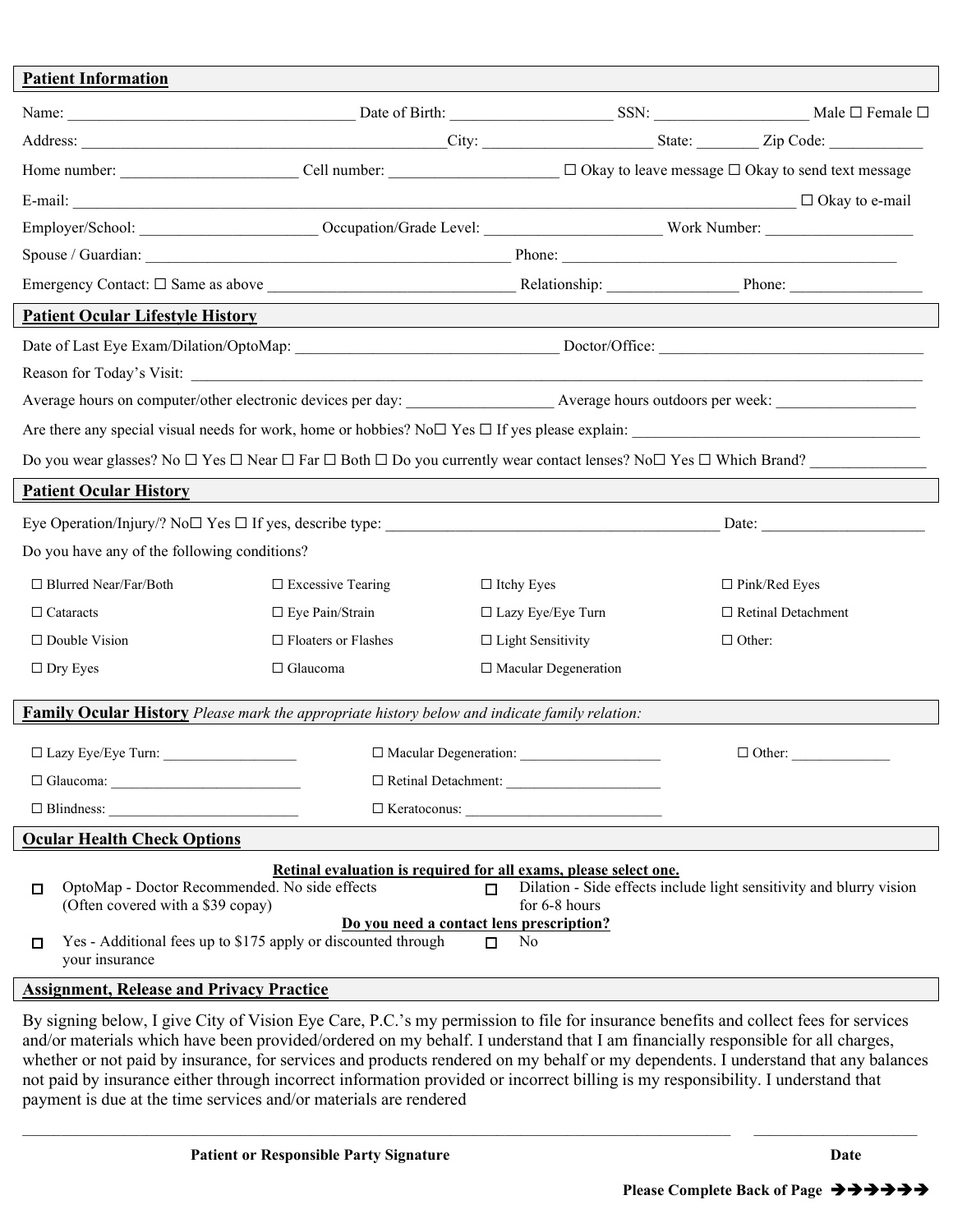## Patient Information

Name: ____________________________________ Date of Birth: ____________________ SSN: ___________________ Male ☐ Female ☐

Address: ______________________________________________City: _____________________ State: ________ Zip Code: ___________

Home number: ______________________ Cell number: _____________________ ☐ Okay to leave message ☐ Okay to send text message

E-mail: ____________________________________________________________________________________ ☐ Okay to e-mail

Employer/School: ______________________ Occupation/Grade Level: ______________________ Work Number: __________________

Spouse / Guardian: ______________________________________________ Phone: __________________________________________

Emergency Contact: ☐ Same as above _______________________________ Relationship: ________________ Phone: ________________

## Patient Ocular Lifestyle History

Date of Last Eye Exam/Dilation/OptoMap: ________________________________ Doctor/Office: _________________________________

Reason for Today's Visit: ___________________________________________________________________________________________

Average hours on computer/other electronic devices per day: __________________ Average hours outdoors per week: _________________

Are there any special visual needs for work, home or hobbies? No☐ Yes ☐ If yes please explain: ____________________________________

Do you wear glasses? No ☐ Yes ☐ Near ☐ Far ☐ Both ☐ Do you currently wear contact lenses? No☐ Yes ☐ Which Brand? ______________

## Patient Ocular History

Eye Operation/Injury/? No☐ Yes ☐ If yes, describe type: __________________________________________ Date: ____________________

Do you have any of the following conditions?

| | | | |
|---|---|---|---|
| ☐ Blurred Near/Far/Both | ☐ Excessive Tearing | ☐ Itchy Eyes | ☐ Pink/Red Eyes |
| ☐ Cataracts | ☐ Eye Pain/Strain | ☐ Lazy Eye/Eye Turn | ☐ Retinal Detachment |
| ☐ Double Vision | ☐ Floaters or Flashes | ☐ Light Sensitivity | ☐ Other: |
| ☐ Dry Eyes | ☐ Glaucoma | ☐ Macular Degeneration | |

## Family Ocular History *Please mark the appropriate history below and indicate family relation:*

| | | |
|---|---|---|
| ☐ Lazy Eye/Eye Turn: __________________ | ☐ Macular Degeneration: ____________________ | ☐ Other: ______________ |
| ☐ Glaucoma: __________________________ | ☐ Retinal Detachment: _____________________ | |
| ☐ Blindness: __________________________ | ☐ Keratoconus: ___________________________ | |

## Ocular Health Check Options

**Retinal evaluation is required for all exams, please select one.**

☐ OptoMap - Doctor Recommended. No side effects (Often covered with a $39 copay)

☐ Dilation - Side effects include light sensitivity and blurry vision for 6-8 hours

**Do you need a contact lens prescription?**

☐ Yes - Additional fees up to $175 apply or discounted through your insurance

☐ No

## Assignment, Release and Privacy Practice

By signing below, I give City of Vision Eye Care, P.C.'s my permission to file for insurance benefits and collect fees for services and/or materials which have been provided/ordered on my behalf. I understand that I am financially responsible for all charges, whether or not paid by insurance, for services and products rendered on my behalf or my dependents. I understand that any balances not paid by insurance either through incorrect information provided or incorrect billing is my responsibility. I understand that payment is due at the time services and/or materials are rendered

_____________________________________________________________________________________ ____________________

**Patient or Responsible Party Signature** **Date**

**Please Complete Back of Page →→→→→→**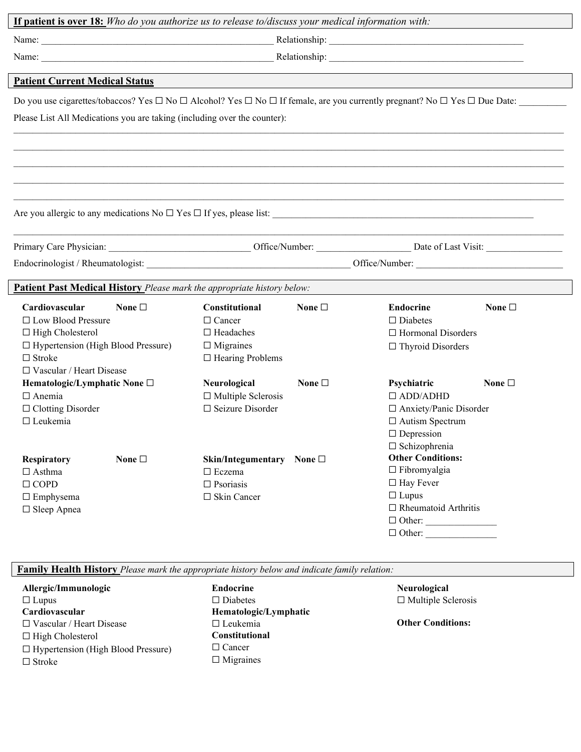**If patient is over 18:** *Who do you authorize us to release to/discuss your medical information with:*

Name: __________________________________________________ Relationship: __________________________________________

Name: __________________________________________________ Relationship: __________________________________________

**Patient Current Medical Status**

Do you use cigarettes/tobaccos? Yes ☐ No ☐ Alcohol? Yes ☐ No ☐ If female, are you currently pregnant? No ☐ Yes ☐ Due Date: __________

Please List All Medications you are taking (including over the counter):

_____________________________________________________________________________________________________________________

_____________________________________________________________________________________________________________________

_____________________________________________________________________________________________________________________

_____________________________________________________________________________________________________________________

_____________________________________________________________________________________________________________________

Are you allergic to any medications No ☐ Yes ☐ If yes, please list: ___________________________________________________________

_____________________________________________________________________________________________________________________

Primary Care Physician: ______________________________ Office/Number: ____________________ Date of Last Visit: ________________

Endocrinologist / Rheumatologist: ____________________________________________ Office/Number: _______________________________

**Patient Past Medical History** *Please mark the appropriate history below:*

**Cardiovascular** **None ☐**
- ☐ Low Blood Pressure
- ☐ High Cholesterol
- ☐ Hypertension (High Blood Pressure)
- ☐ Stroke
- ☐ Vascular / Heart Disease

**Hematologic/Lymphatic None ☐**
- ☐ Anemia
- ☐ Clotting Disorder
- ☐ Leukemia

**Respiratory** **None ☐**
- ☐ Asthma
- ☐ COPD
- ☐ Emphysema
- ☐ Sleep Apnea

**Constitutional** **None ☐**
- ☐ Cancer
- ☐ Headaches
- ☐ Migraines
- ☐ Hearing Problems

**Neurological** **None ☐**
- ☐ Multiple Sclerosis
- ☐ Seizure Disorder

**Skin/Integumentary** **None ☐**
- ☐ Eczema
- ☐ Psoriasis
- ☐ Skin Cancer

**Endocrine** **None ☐**
- ☐ Diabetes
- ☐ Hormonal Disorders
- ☐ Thyroid Disorders

**Psychiatric** **None ☐**
- ☐ ADD/ADHD
- ☐ Anxiety/Panic Disorder
- ☐ Autism Spectrum
- ☐ Depression
- ☐ Schizophrenia

**Other Conditions:**
- ☐ Fibromyalgia
- ☐ Hay Fever
- ☐ Lupus
- ☐ Rheumatoid Arthritis
- ☐ Other: _______________
- ☐ Other: _______________

**Family Health History** *Please mark the appropriate history below and indicate family relation:*

**Allergic/Immunologic**
- ☐ Lupus

**Cardiovascular**
- ☐ Vascular / Heart Disease
- ☐ High Cholesterol
- ☐ Hypertension (High Blood Pressure)
- ☐ Stroke

**Endocrine**
- ☐ Diabetes

**Hematologic/Lymphatic**
- ☐ Leukemia

**Constitutional**
- ☐ Cancer
- ☐ Migraines

**Neurological**
- ☐ Multiple Sclerosis

**Other Conditions:**